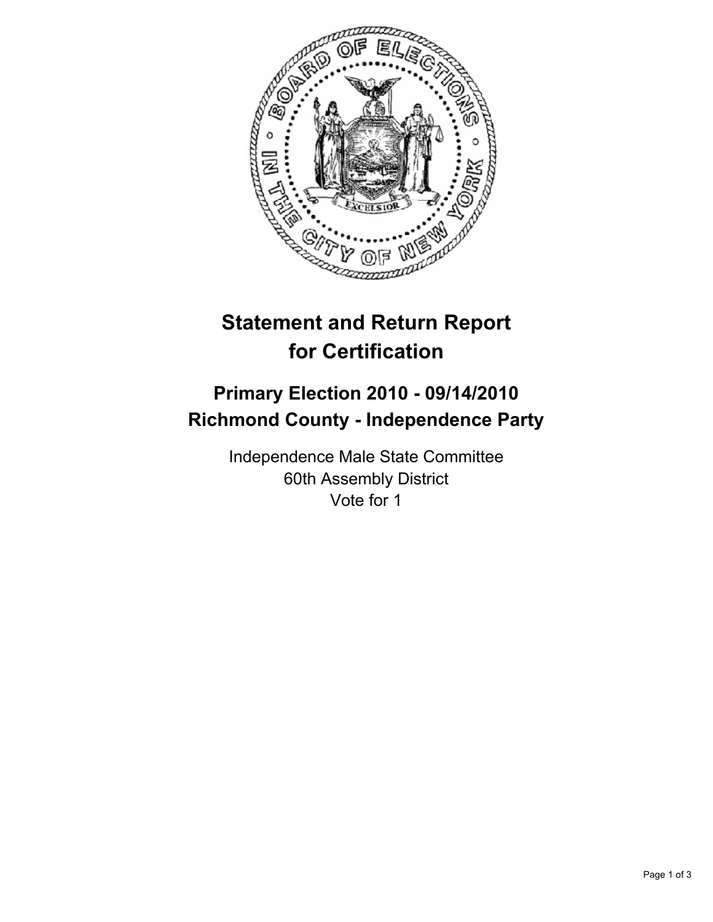# Statement and Return Report for Certification

## Primary Election 2010 - 09/14/2010
## Richmond County - Independence Party

Independence Male State Committee
60th Assembly District
Vote for 1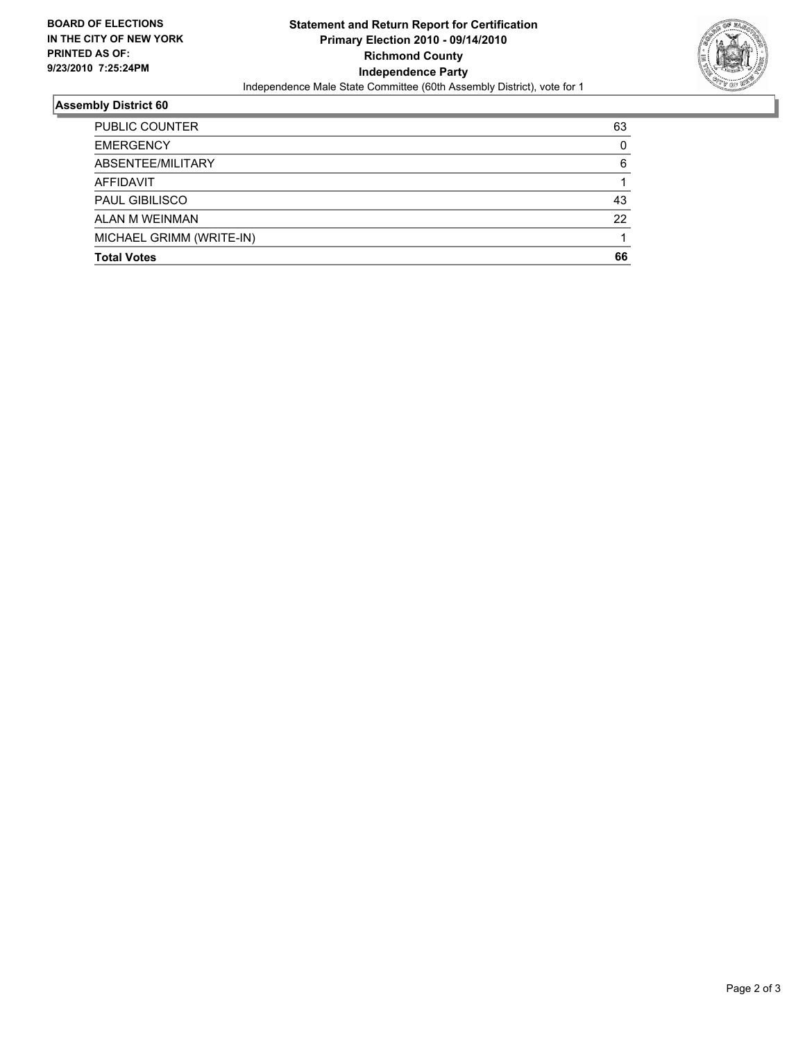**BOARD OF ELECTIONS IN THE CITY OF NEW YORK PRINTED AS OF: 9/23/2010 7:25:24PM**

# Statement and Return Report for Certification
## Primary Election 2010 - 09/14/2010
## Richmond County
## Independence Party

Independence Male State Committee (60th Assembly District), vote for 1

### Assembly District 60

| | |
|---|---|
| PUBLIC COUNTER | 63 |
| EMERGENCY | 0 |
| ABSENTEE/MILITARY | 6 |
| AFFIDAVIT | 1 |
| PAUL GIBILISCO | 43 |
| ALAN M WEINMAN | 22 |
| MICHAEL GRIMM (WRITE-IN) | 1 |
| **Total Votes** | **66** |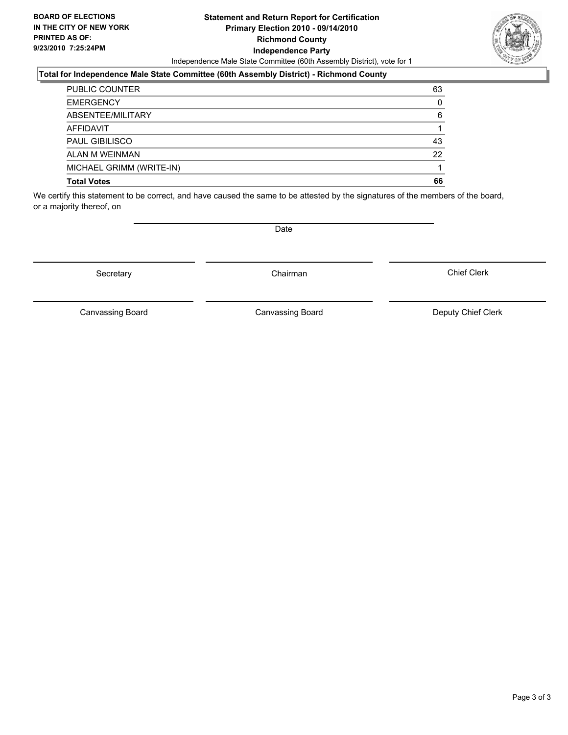**BOARD OF ELECTIONS IN THE CITY OF NEW YORK PRINTED AS OF: 9/23/2010 7:25:24PM**

# Statement and Return Report for Certification
## Primary Election 2010 - 09/14/2010
## Richmond County
## Independence Party

Independence Male State Committee (60th Assembly District), vote for 1

**Total for Independence Male State Committee (60th Assembly District) - Richmond County**

| | |
|---|---|
| PUBLIC COUNTER | 63 |
| EMERGENCY | 0 |
| ABSENTEE/MILITARY | 6 |
| AFFIDAVIT | 1 |
| PAUL GIBILISCO | 43 |
| ALAN M WEINMAN | 22 |
| MICHAEL GRIMM (WRITE-IN) | 1 |
| **Total Votes** | **66** |

We certify this statement to be correct, and have caused the same to be attested by the signatures of the members of the board, or a majority thereof, on

Date

Secretary | Chairman | Chief Clerk

Canvassing Board | Canvassing Board | Deputy Chief Clerk